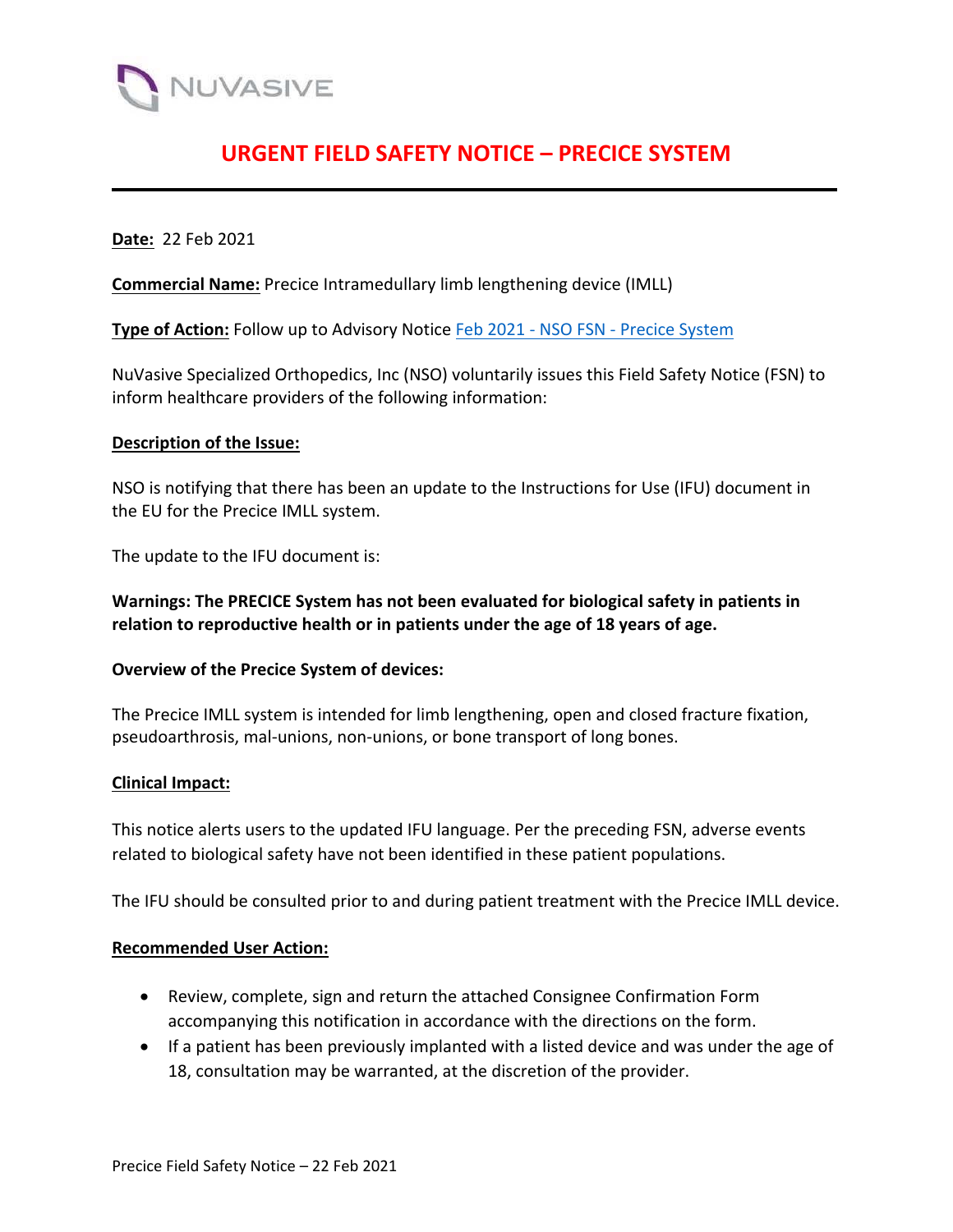NUVASIVE

# URGENT FIELD SAFETY NOTICE – PRECICE SYSTEM

**Date:** 22 Feb 2021

**Commercial Name:** Precice Intramedullary limb lengthening device (IMLL)

**Type of Action:** Follow up to Advisory Notice Feb 2021 - NSO FSN - Precice System

NuVasive Specialized Orthopedics, Inc (NSO) voluntarily issues this Field Safety Notice (FSN) to inform healthcare providers of the following information:

**Description of the Issue:**

NSO is notifying that there has been an update to the Instructions for Use (IFU) document in the EU for the Precice IMLL system.

The update to the IFU document is:

**Warnings: The PRECICE System has not been evaluated for biological safety in patients in relation to reproductive health or in patients under the age of 18 years of age.**

**Overview of the Precice System of devices:**

The Precice IMLL system is intended for limb lengthening, open and closed fracture fixation, pseudoarthrosis, mal-unions, non-unions, or bone transport of long bones.

**Clinical Impact:**

This notice alerts users to the updated IFU language. Per the preceding FSN, adverse events related to biological safety have not been identified in these patient populations.

The IFU should be consulted prior to and during patient treatment with the Precice IMLL device.

**Recommended User Action:**

- Review, complete, sign and return the attached Consignee Confirmation Form accompanying this notification in accordance with the directions on the form.
- If a patient has been previously implanted with a listed device and was under the age of 18, consultation may be warranted, at the discretion of the provider.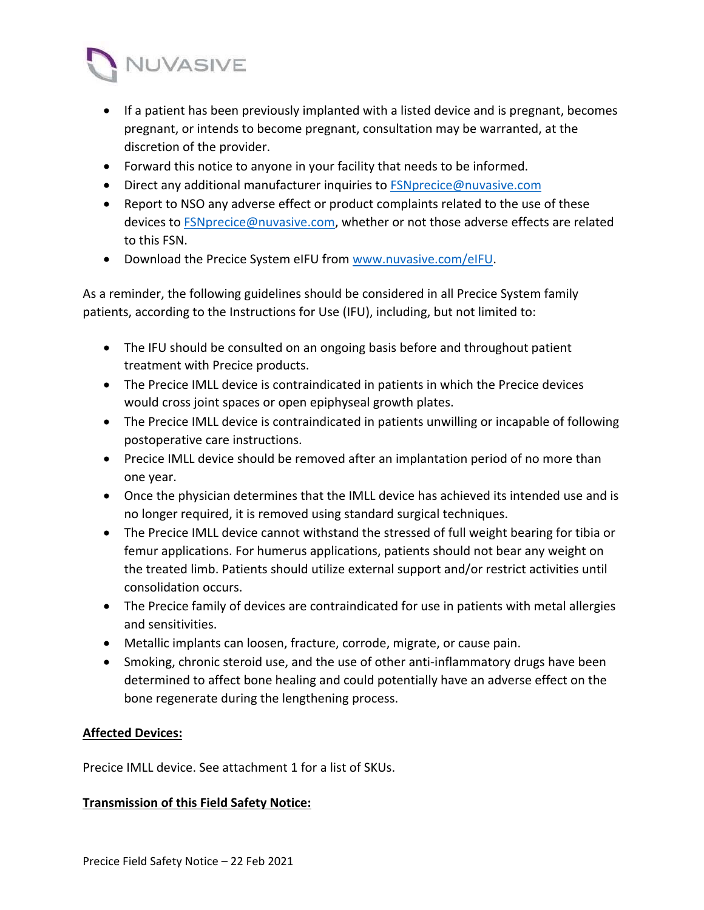- If a patient has been previously implanted with a listed device and is pregnant, becomes pregnant, or intends to become pregnant, consultation may be warranted, at the discretion of the provider.
- Forward this notice to anyone in your facility that needs to be informed.
- Direct any additional manufacturer inquiries to FSNprecice@nuvasive.com
- Report to NSO any adverse effect or product complaints related to the use of these devices to FSNprecice@nuvasive.com, whether or not those adverse effects are related to this FSN.
- Download the Precice System eIFU from www.nuvasive.com/eIFU.

As a reminder, the following guidelines should be considered in all Precice System family patients, according to the Instructions for Use (IFU), including, but not limited to:

- The IFU should be consulted on an ongoing basis before and throughout patient treatment with Precice products.
- The Precice IMLL device is contraindicated in patients in which the Precice devices would cross joint spaces or open epiphyseal growth plates.
- The Precice IMLL device is contraindicated in patients unwilling or incapable of following postoperative care instructions.
- Precice IMLL device should be removed after an implantation period of no more than one year.
- Once the physician determines that the IMLL device has achieved its intended use and is no longer required, it is removed using standard surgical techniques.
- The Precice IMLL device cannot withstand the stressed of full weight bearing for tibia or femur applications. For humerus applications, patients should not bear any weight on the treated limb. Patients should utilize external support and/or restrict activities until consolidation occurs.
- The Precice family of devices are contraindicated for use in patients with metal allergies and sensitivities.
- Metallic implants can loosen, fracture, corrode, migrate, or cause pain.
- Smoking, chronic steroid use, and the use of other anti-inflammatory drugs have been determined to affect bone healing and could potentially have an adverse effect on the bone regenerate during the lengthening process.

**Affected Devices:**

Precice IMLL device. See attachment 1 for a list of SKUs.

**Transmission of this Field Safety Notice:**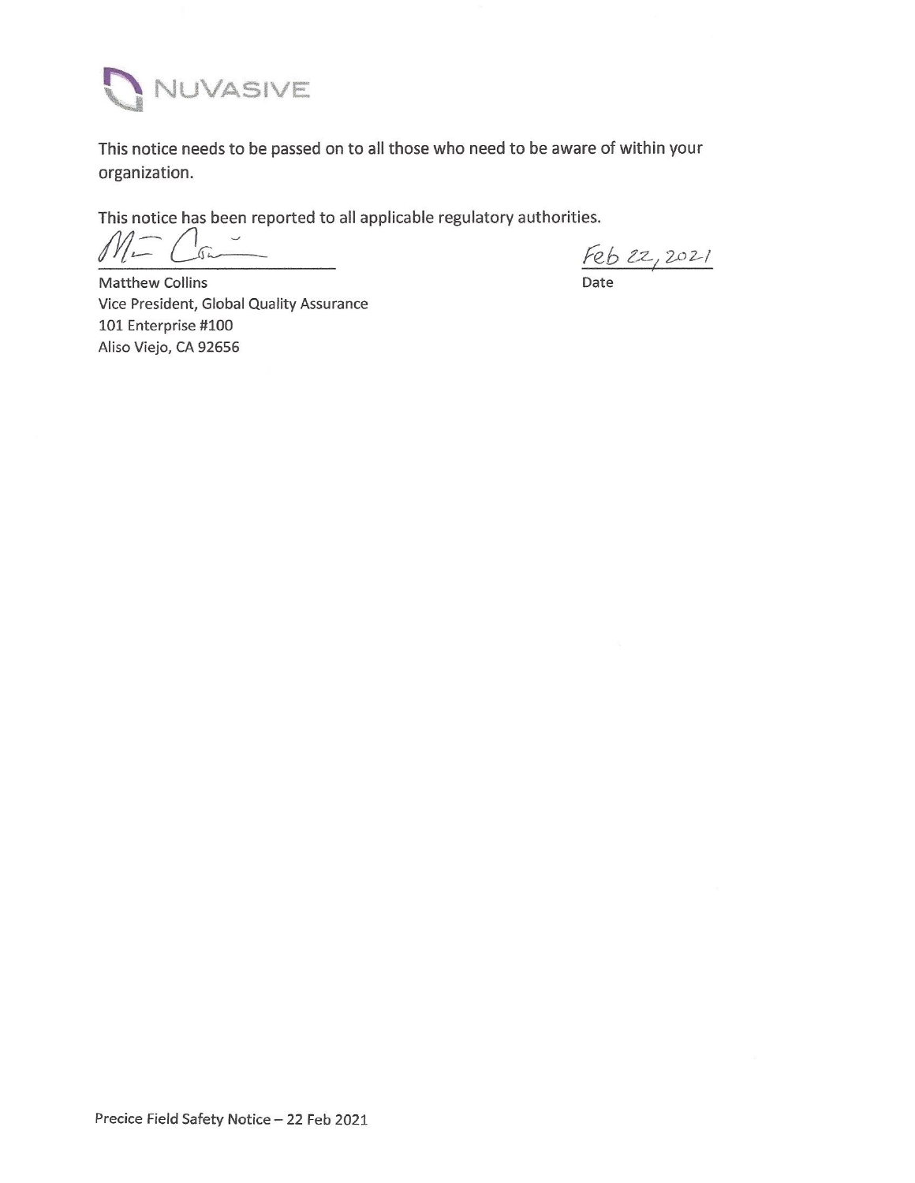NUVASIVE

This notice needs to be passed on to all those who need to be aware of within your organization.

This notice has been reported to all applicable regulatory authorities.

Matthew Collins
Vice President, Global Quality Assurance
101 Enterprise #100
Aliso Viejo, CA 92656

Feb 22, 2021
Date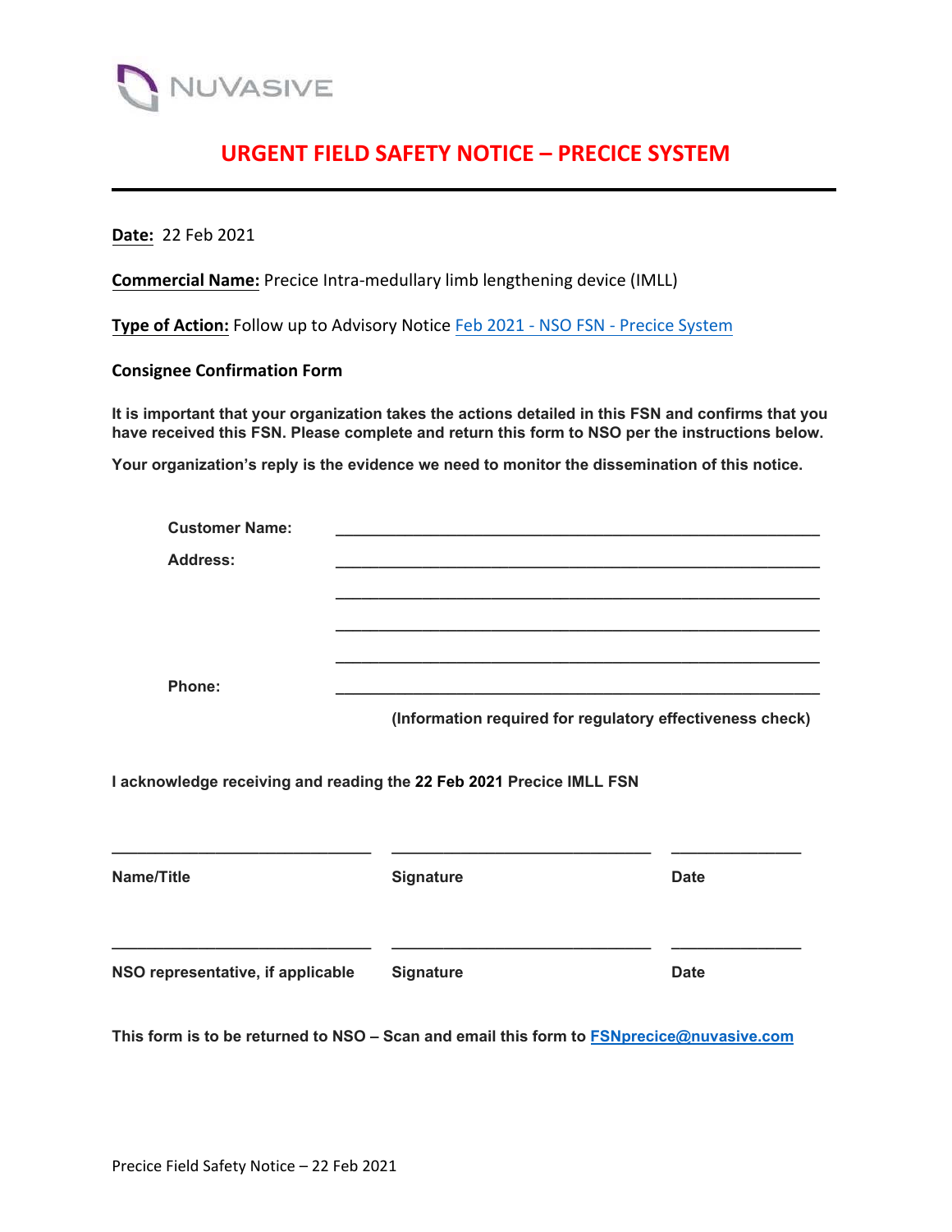NUVASIVE

# URGENT FIELD SAFETY NOTICE – PRECICE SYSTEM

**Date:** 22 Feb 2021

**Commercial Name:** Precice Intra-medullary limb lengthening device (IMLL)

**Type of Action:** Follow up to Advisory Notice Feb 2021 - NSO FSN - Precice System

**Consignee Confirmation Form**

**It is important that your organization takes the actions detailed in this FSN and confirms that you have received this FSN. Please complete and return this form to NSO per the instructions below.**

**Your organization's reply is the evidence we need to monitor the dissemination of this notice.**

**Customer Name:** ______________________________________________

**Address:** ______________________________________________

______________________________________________

______________________________________________

______________________________________________

**Phone:** ______________________________________________

**(Information required for regulatory effectiveness check)**

**I acknowledge receiving and reading the 22 Feb 2021 Precice IMLL FSN**

| | | |
|---|---|---|
| ______________________ | ______________________ | ____________ |
| **Name/Title** | **Signature** | **Date** |
| ______________________ | ______________________ | ____________ |
| **NSO representative, if applicable** | **Signature** | **Date** |

**This form is to be returned to NSO – Scan and email this form to FSNprecice@nuvasive.com**

Precice Field Safety Notice – 22 Feb 2021